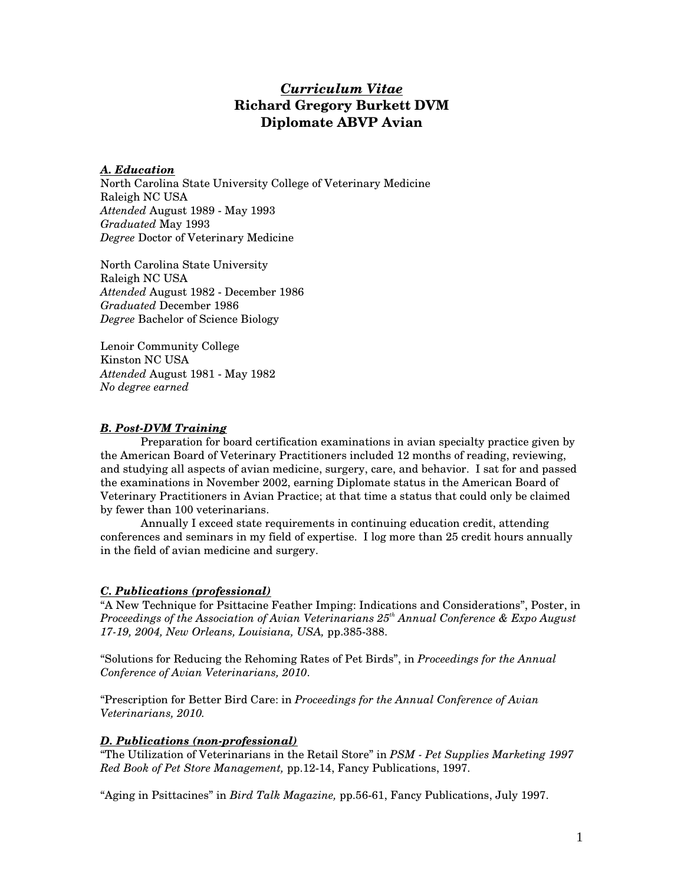# *Curriculum Vitae*
# Richard Gregory Burkett DVM
# Diplomate ABVP Avian

## *A. Education*

North Carolina State University College of Veterinary Medicine
Raleigh NC USA
*Attended* August 1989 - May 1993
*Graduated* May 1993
*Degree* Doctor of Veterinary Medicine

North Carolina State University
Raleigh NC USA
*Attended* August 1982 - December 1986
*Graduated* December 1986
*Degree* Bachelor of Science Biology

Lenoir Community College
Kinston NC USA
*Attended* August 1981 - May 1982
*No degree earned*

## *B. Post-DVM Training*

Preparation for board certification examinations in avian specialty practice given by the American Board of Veterinary Practitioners included 12 months of reading, reviewing, and studying all aspects of avian medicine, surgery, care, and behavior. I sat for and passed the examinations in November 2002, earning Diplomate status in the American Board of Veterinary Practitioners in Avian Practice; at that time a status that could only be claimed by fewer than 100 veterinarians.

Annually I exceed state requirements in continuing education credit, attending conferences and seminars in my field of expertise. I log more than 25 credit hours annually in the field of avian medicine and surgery.

## *C. Publications (professional)*

"A New Technique for Psittacine Feather Imping: Indications and Considerations", Poster, in *Proceedings of the Association of Avian Veterinarians 25th Annual Conference & Expo August 17-19, 2004, New Orleans, Louisiana, USA,* pp.385-388.

"Solutions for Reducing the Rehoming Rates of Pet Birds", in *Proceedings for the Annual Conference of Avian Veterinarians, 2010*.

"Prescription for Better Bird Care: in *Proceedings for the Annual Conference of Avian Veterinarians, 2010.*

## *D. Publications (non-professional)*

"The Utilization of Veterinarians in the Retail Store" in *PSM - Pet Supplies Marketing 1997 Red Book of Pet Store Management,* pp.12-14, Fancy Publications, 1997.

"Aging in Psittacines" in *Bird Talk Magazine,* pp.56-61, Fancy Publications, July 1997.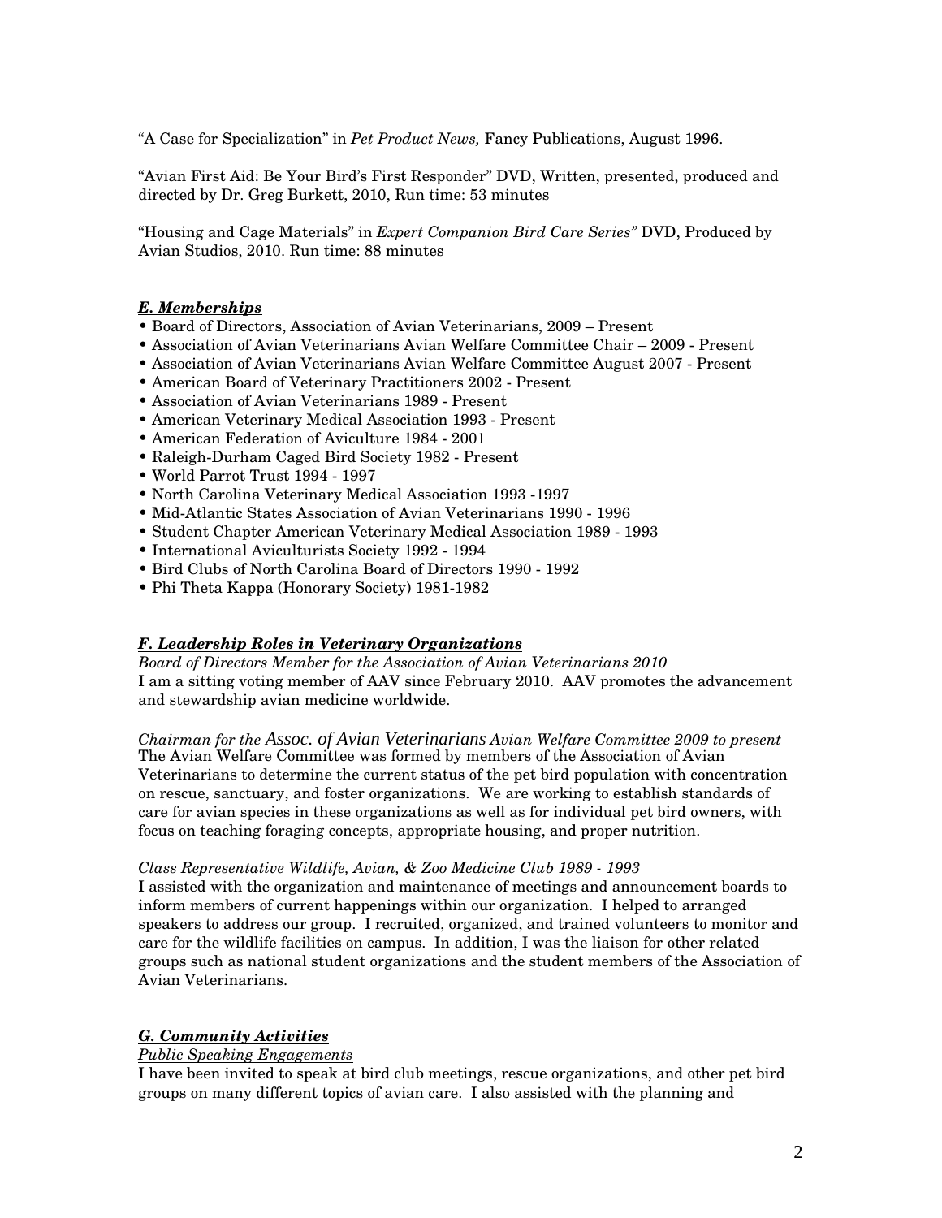"A Case for Specialization" in *Pet Product News,* Fancy Publications, August 1996.

"Avian First Aid: Be Your Bird's First Responder" DVD, Written, presented, produced and directed by Dr. Greg Burkett, 2010, Run time: 53 minutes

"Housing and Cage Materials" in *Expert Companion Bird Care Series"* DVD, Produced by Avian Studios, 2010. Run time: 88 minutes

### ***E. Memberships***

- Board of Directors, Association of Avian Veterinarians, 2009 – Present
- Association of Avian Veterinarians Avian Welfare Committee Chair – 2009 - Present
- Association of Avian Veterinarians Avian Welfare Committee August 2007 - Present
- American Board of Veterinary Practitioners 2002 - Present
- Association of Avian Veterinarians 1989 - Present
- American Veterinary Medical Association 1993 - Present
- American Federation of Aviculture 1984 - 2001
- Raleigh-Durham Caged Bird Society 1982 - Present
- World Parrot Trust 1994 - 1997
- North Carolina Veterinary Medical Association 1993 -1997
- Mid-Atlantic States Association of Avian Veterinarians 1990 - 1996
- Student Chapter American Veterinary Medical Association 1989 - 1993
- International Aviculturists Society 1992 - 1994
- Bird Clubs of North Carolina Board of Directors 1990 - 1992
- Phi Theta Kappa (Honorary Society) 1981-1982

### ***F. Leadership Roles in Veterinary Organizations***

*Board of Directors Member for the Association of Avian Veterinarians 2010*
I am a sitting voting member of AAV since February 2010. AAV promotes the advancement and stewardship avian medicine worldwide.

*Chairman for the Assoc. of Avian Veterinarians Avian Welfare Committee 2009 to present*
The Avian Welfare Committee was formed by members of the Association of Avian Veterinarians to determine the current status of the pet bird population with concentration on rescue, sanctuary, and foster organizations. We are working to establish standards of care for avian species in these organizations as well as for individual pet bird owners, with focus on teaching foraging concepts, appropriate housing, and proper nutrition.

*Class Representative Wildlife, Avian, & Zoo Medicine Club 1989 - 1993*
I assisted with the organization and maintenance of meetings and announcement boards to inform members of current happenings within our organization. I helped to arranged speakers to address our group. I recruited, organized, and trained volunteers to monitor and care for the wildlife facilities on campus. In addition, I was the liaison for other related groups such as national student organizations and the student members of the Association of Avian Veterinarians.

### ***G. Community Activities***

*Public Speaking Engagements*
I have been invited to speak at bird club meetings, rescue organizations, and other pet bird groups on many different topics of avian care. I also assisted with the planning and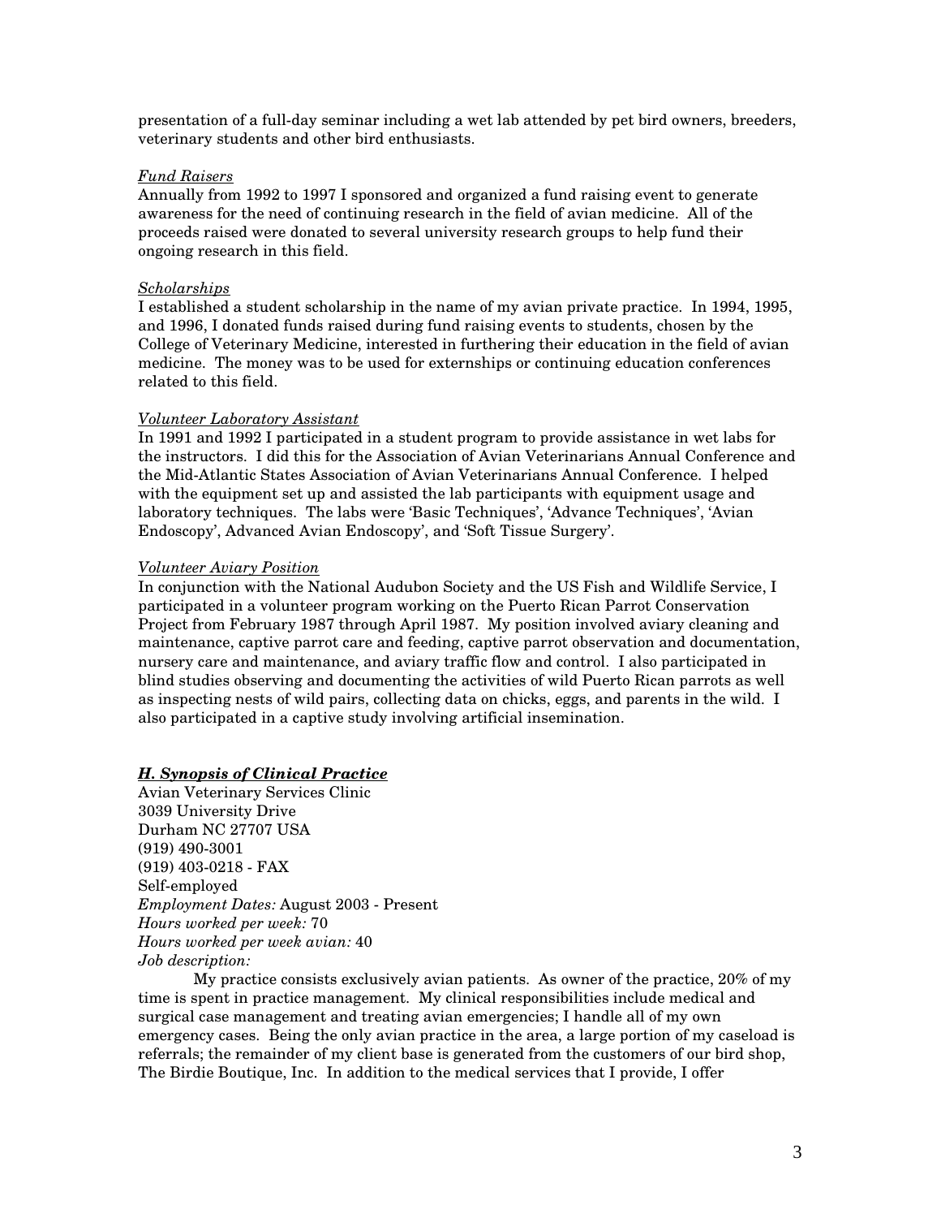presentation of a full-day seminar including a wet lab attended by pet bird owners, breeders, veterinary students and other bird enthusiasts.

*Fund Raisers*

Annually from 1992 to 1997 I sponsored and organized a fund raising event to generate awareness for the need of continuing research in the field of avian medicine. All of the proceeds raised were donated to several university research groups to help fund their ongoing research in this field.

*Scholarships*

I established a student scholarship in the name of my avian private practice. In 1994, 1995, and 1996, I donated funds raised during fund raising events to students, chosen by the College of Veterinary Medicine, interested in furthering their education in the field of avian medicine. The money was to be used for externships or continuing education conferences related to this field.

*Volunteer Laboratory Assistant*

In 1991 and 1992 I participated in a student program to provide assistance in wet labs for the instructors. I did this for the Association of Avian Veterinarians Annual Conference and the Mid-Atlantic States Association of Avian Veterinarians Annual Conference. I helped with the equipment set up and assisted the lab participants with equipment usage and laboratory techniques. The labs were 'Basic Techniques', 'Advance Techniques', 'Avian Endoscopy', Advanced Avian Endoscopy', and 'Soft Tissue Surgery'.

*Volunteer Aviary Position*

In conjunction with the National Audubon Society and the US Fish and Wildlife Service, I participated in a volunteer program working on the Puerto Rican Parrot Conservation Project from February 1987 through April 1987. My position involved aviary cleaning and maintenance, captive parrot care and feeding, captive parrot observation and documentation, nursery care and maintenance, and aviary traffic flow and control. I also participated in blind studies observing and documenting the activities of wild Puerto Rican parrots as well as inspecting nests of wild pairs, collecting data on chicks, eggs, and parents in the wild. I also participated in a captive study involving artificial insemination.

## *H. Synopsis of Clinical Practice*

Avian Veterinary Services Clinic
3039 University Drive
Durham NC 27707 USA
(919) 490-3001
(919) 403-0218 - FAX
Self-employed
*Employment Dates:* August 2003 - Present
*Hours worked per week:* 70
*Hours worked per week avian:* 40
*Job description:*

My practice consists exclusively avian patients. As owner of the practice, 20% of my time is spent in practice management. My clinical responsibilities include medical and surgical case management and treating avian emergencies; I handle all of my own emergency cases. Being the only avian practice in the area, a large portion of my caseload is referrals; the remainder of my client base is generated from the customers of our bird shop, The Birdie Boutique, Inc. In addition to the medical services that I provide, I offer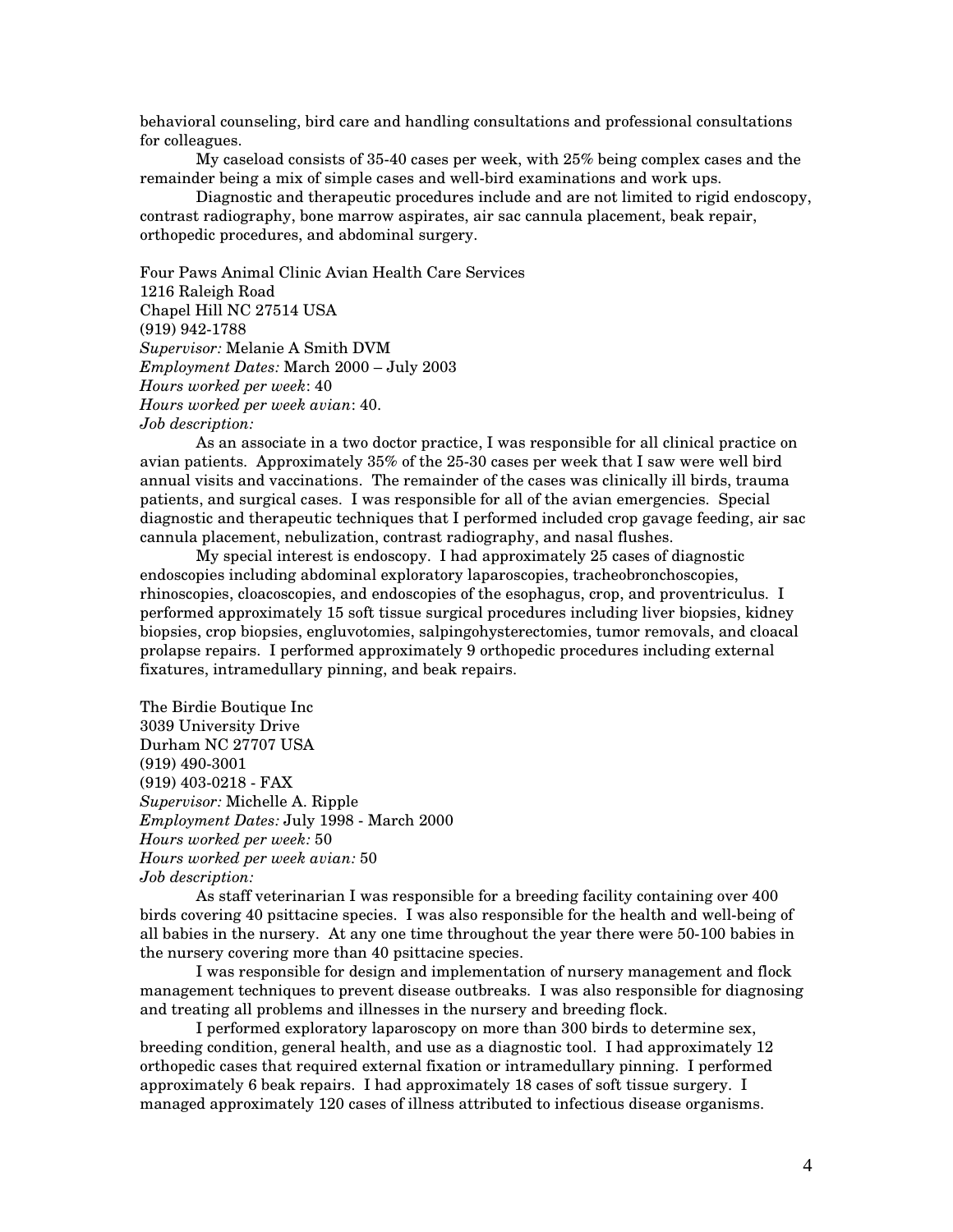behavioral counseling, bird care and handling consultations and professional consultations for colleagues.

My caseload consists of 35-40 cases per week, with 25% being complex cases and the remainder being a mix of simple cases and well-bird examinations and work ups.

Diagnostic and therapeutic procedures include and are not limited to rigid endoscopy, contrast radiography, bone marrow aspirates, air sac cannula placement, beak repair, orthopedic procedures, and abdominal surgery.

Four Paws Animal Clinic Avian Health Care Services  
1216 Raleigh Road  
Chapel Hill NC 27514 USA  
(919) 942-1788  
*Supervisor:* Melanie A Smith DVM  
*Employment Dates:* March 2000 – July 2003  
*Hours worked per week*: 40  
*Hours worked per week avian*: 40.  
*Job description:*

As an associate in a two doctor practice, I was responsible for all clinical practice on avian patients. Approximately 35% of the 25-30 cases per week that I saw were well bird annual visits and vaccinations. The remainder of the cases was clinically ill birds, trauma patients, and surgical cases. I was responsible for all of the avian emergencies. Special diagnostic and therapeutic techniques that I performed included crop gavage feeding, air sac cannula placement, nebulization, contrast radiography, and nasal flushes.

My special interest is endoscopy. I had approximately 25 cases of diagnostic endoscopies including abdominal exploratory laparoscopies, tracheobronchoscopies, rhinoscopies, cloacoscopies, and endoscopies of the esophagus, crop, and proventriculus. I performed approximately 15 soft tissue surgical procedures including liver biopsies, kidney biopsies, crop biopsies, engluvotomies, salpingohysterectomies, tumor removals, and cloacal prolapse repairs. I performed approximately 9 orthopedic procedures including external fixatures, intramedullary pinning, and beak repairs.

The Birdie Boutique Inc  
3039 University Drive  
Durham NC 27707 USA  
(919) 490-3001  
(919) 403-0218 - FAX  
*Supervisor:* Michelle A. Ripple  
*Employment Dates:* July 1998 - March 2000  
*Hours worked per week:* 50  
*Hours worked per week avian:* 50  
*Job description:*

As staff veterinarian I was responsible for a breeding facility containing over 400 birds covering 40 psittacine species. I was also responsible for the health and well-being of all babies in the nursery. At any one time throughout the year there were 50-100 babies in the nursery covering more than 40 psittacine species.

I was responsible for design and implementation of nursery management and flock management techniques to prevent disease outbreaks. I was also responsible for diagnosing and treating all problems and illnesses in the nursery and breeding flock.

I performed exploratory laparoscopy on more than 300 birds to determine sex, breeding condition, general health, and use as a diagnostic tool. I had approximately 12 orthopedic cases that required external fixation or intramedullary pinning. I performed approximately 6 beak repairs. I had approximately 18 cases of soft tissue surgery. I managed approximately 120 cases of illness attributed to infectious disease organisms.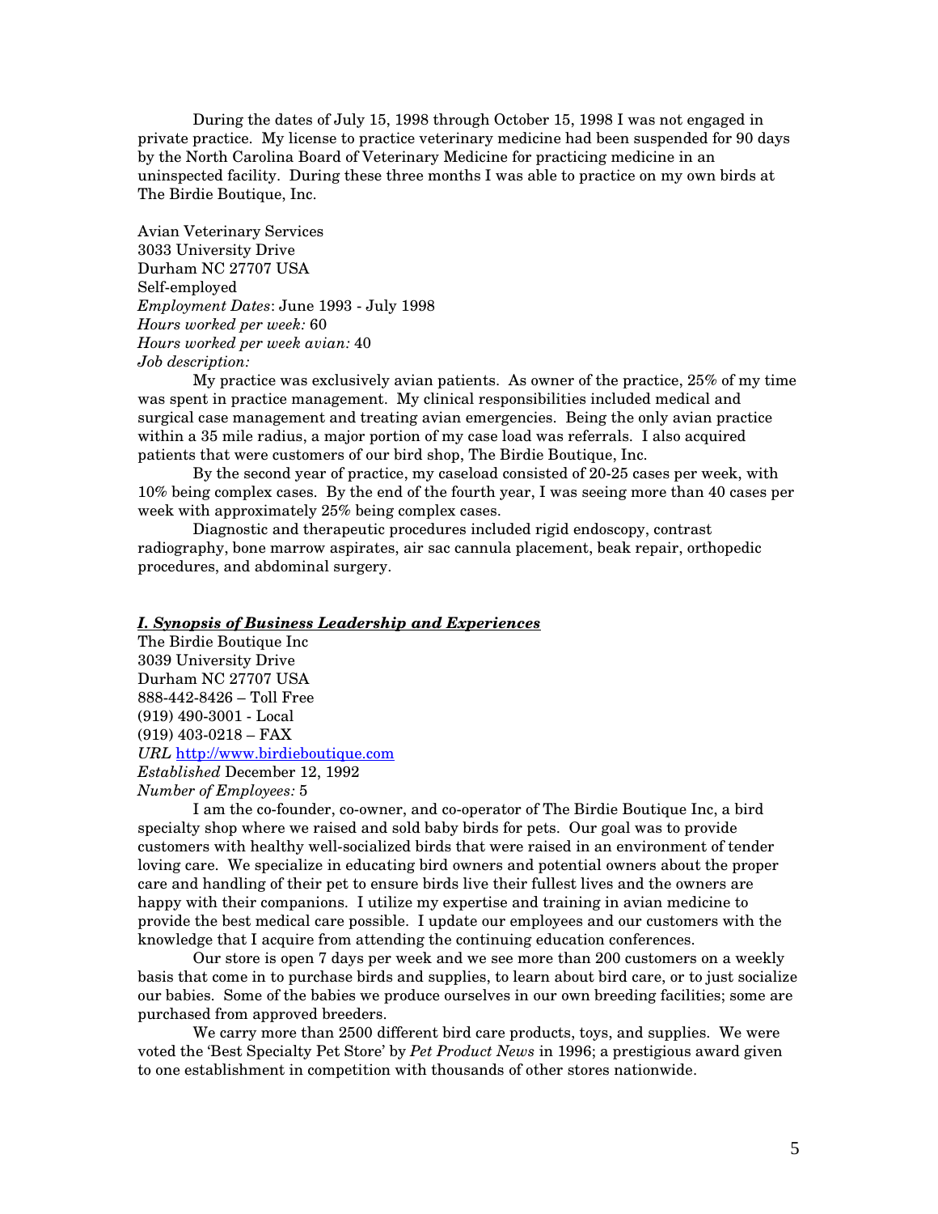During the dates of July 15, 1998 through October 15, 1998 I was not engaged in private practice. My license to practice veterinary medicine had been suspended for 90 days by the North Carolina Board of Veterinary Medicine for practicing medicine in an uninspected facility. During these three months I was able to practice on my own birds at The Birdie Boutique, Inc.

Avian Veterinary Services
3033 University Drive
Durham NC 27707 USA
Self-employed
*Employment Dates*: June 1993 - July 1998
*Hours worked per week:* 60
*Hours worked per week avian:* 40
*Job description:*

My practice was exclusively avian patients. As owner of the practice, 25% of my time was spent in practice management. My clinical responsibilities included medical and surgical case management and treating avian emergencies. Being the only avian practice within a 35 mile radius, a major portion of my case load was referrals. I also acquired patients that were customers of our bird shop, The Birdie Boutique, Inc.

By the second year of practice, my caseload consisted of 20-25 cases per week, with 10% being complex cases. By the end of the fourth year, I was seeing more than 40 cases per week with approximately 25% being complex cases.

Diagnostic and therapeutic procedures included rigid endoscopy, contrast radiography, bone marrow aspirates, air sac cannula placement, beak repair, orthopedic procedures, and abdominal surgery.

***I. Synopsis of Business Leadership and Experiences***

The Birdie Boutique Inc
3039 University Drive
Durham NC 27707 USA
888-442-8426 – Toll Free
(919) 490-3001 - Local
(919) 403-0218 – FAX
*URL* http://www.birdieboutique.com
*Established* December 12, 1992
*Number of Employees:* 5

I am the co-founder, co-owner, and co-operator of The Birdie Boutique Inc, a bird specialty shop where we raised and sold baby birds for pets. Our goal was to provide customers with healthy well-socialized birds that were raised in an environment of tender loving care. We specialize in educating bird owners and potential owners about the proper care and handling of their pet to ensure birds live their fullest lives and the owners are happy with their companions. I utilize my expertise and training in avian medicine to provide the best medical care possible. I update our employees and our customers with the knowledge that I acquire from attending the continuing education conferences.

Our store is open 7 days per week and we see more than 200 customers on a weekly basis that come in to purchase birds and supplies, to learn about bird care, or to just socialize our babies. Some of the babies we produce ourselves in our own breeding facilities; some are purchased from approved breeders.

We carry more than 2500 different bird care products, toys, and supplies. We were voted the 'Best Specialty Pet Store' by *Pet Product News* in 1996; a prestigious award given to one establishment in competition with thousands of other stores nationwide.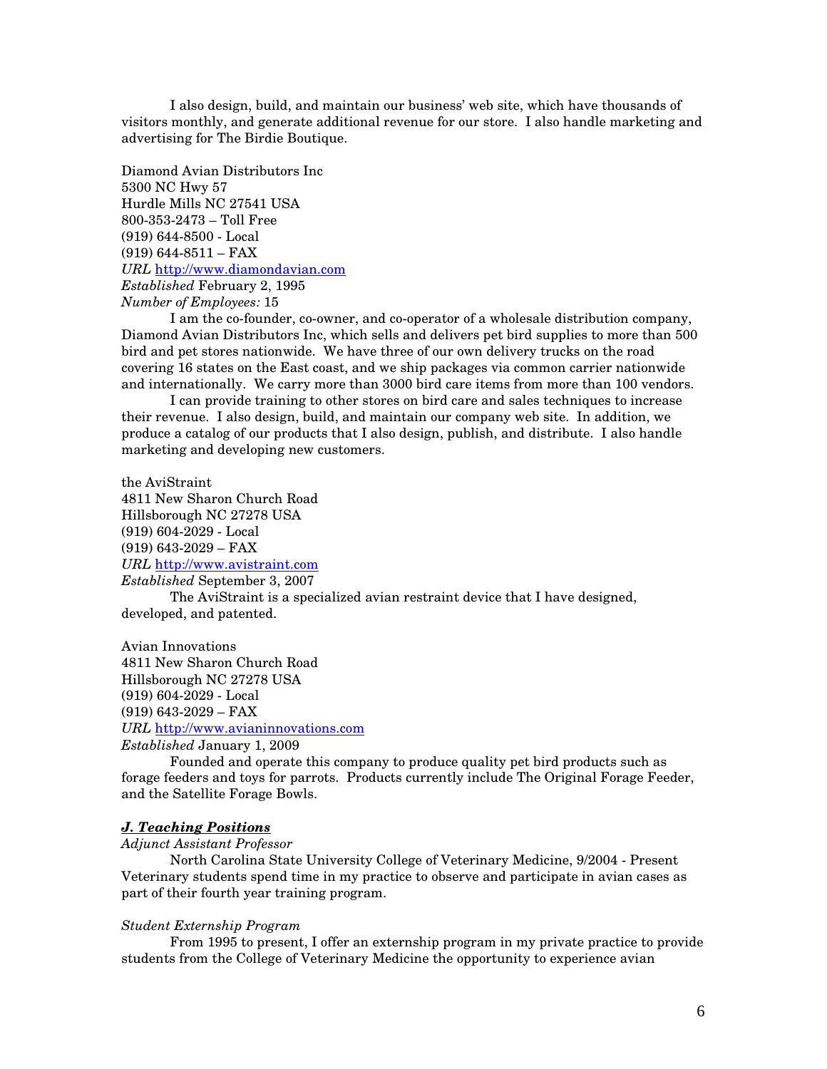I also design, build, and maintain our business' web site, which have thousands of visitors monthly, and generate additional revenue for our store. I also handle marketing and advertising for The Birdie Boutique.

Diamond Avian Distributors Inc
5300 NC Hwy 57
Hurdle Mills NC 27541 USA
800-353-2473 – Toll Free
(919) 644-8500 - Local
(919) 644-8511 – FAX
*URL* http://www.diamondavian.com
*Established* February 2, 1995
*Number of Employees:* 15

I am the co-founder, co-owner, and co-operator of a wholesale distribution company, Diamond Avian Distributors Inc, which sells and delivers pet bird supplies to more than 500 bird and pet stores nationwide. We have three of our own delivery trucks on the road covering 16 states on the East coast, and we ship packages via common carrier nationwide and internationally. We carry more than 3000 bird care items from more than 100 vendors.

I can provide training to other stores on bird care and sales techniques to increase their revenue. I also design, build, and maintain our company web site. In addition, we produce a catalog of our products that I also design, publish, and distribute. I also handle marketing and developing new customers.

the AviStraint
4811 New Sharon Church Road
Hillsborough NC 27278 USA
(919) 604-2029 - Local
(919) 643-2029 – FAX
*URL* http://www.avistraint.com
*Established* September 3, 2007

The AviStraint is a specialized avian restraint device that I have designed, developed, and patented.

Avian Innovations
4811 New Sharon Church Road
Hillsborough NC 27278 USA
(919) 604-2029 - Local
(919) 643-2029 – FAX
*URL* http://www.avianinnovations.com
*Established* January 1, 2009

Founded and operate this company to produce quality pet bird products such as forage feeders and toys for parrots. Products currently include The Original Forage Feeder, and the Satellite Forage Bowls.

## ***J. Teaching Positions***

*Adjunct Assistant Professor*

North Carolina State University College of Veterinary Medicine, 9/2004 - Present
Veterinary students spend time in my practice to observe and participate in avian cases as part of their fourth year training program.

*Student Externship Program*

From 1995 to present, I offer an externship program in my private practice to provide students from the College of Veterinary Medicine the opportunity to experience avian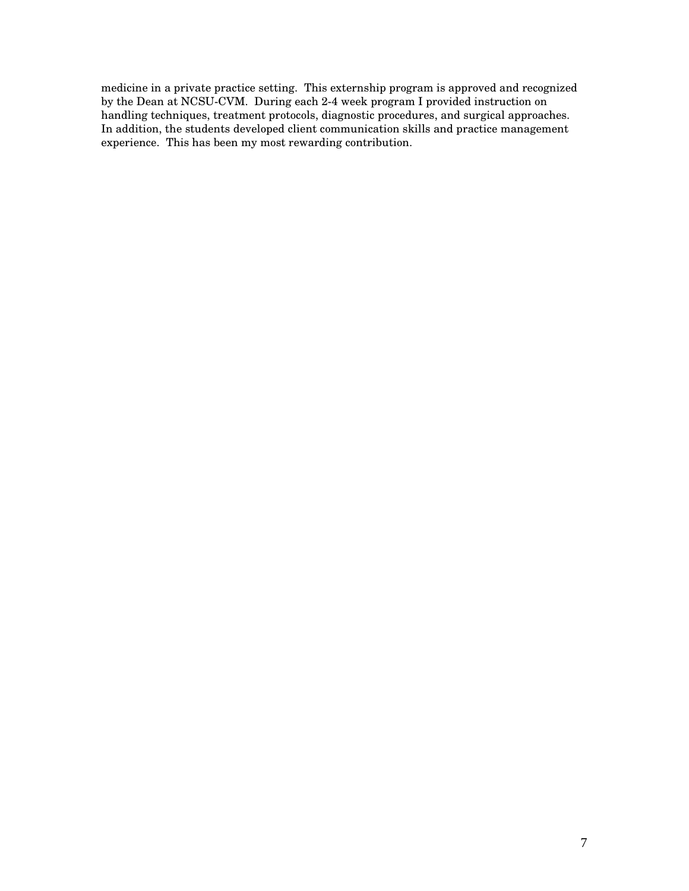medicine in a private practice setting. This externship program is approved and recognized by the Dean at NCSU-CVM. During each 2-4 week program I provided instruction on handling techniques, treatment protocols, diagnostic procedures, and surgical approaches. In addition, the students developed client communication skills and practice management experience. This has been my most rewarding contribution.